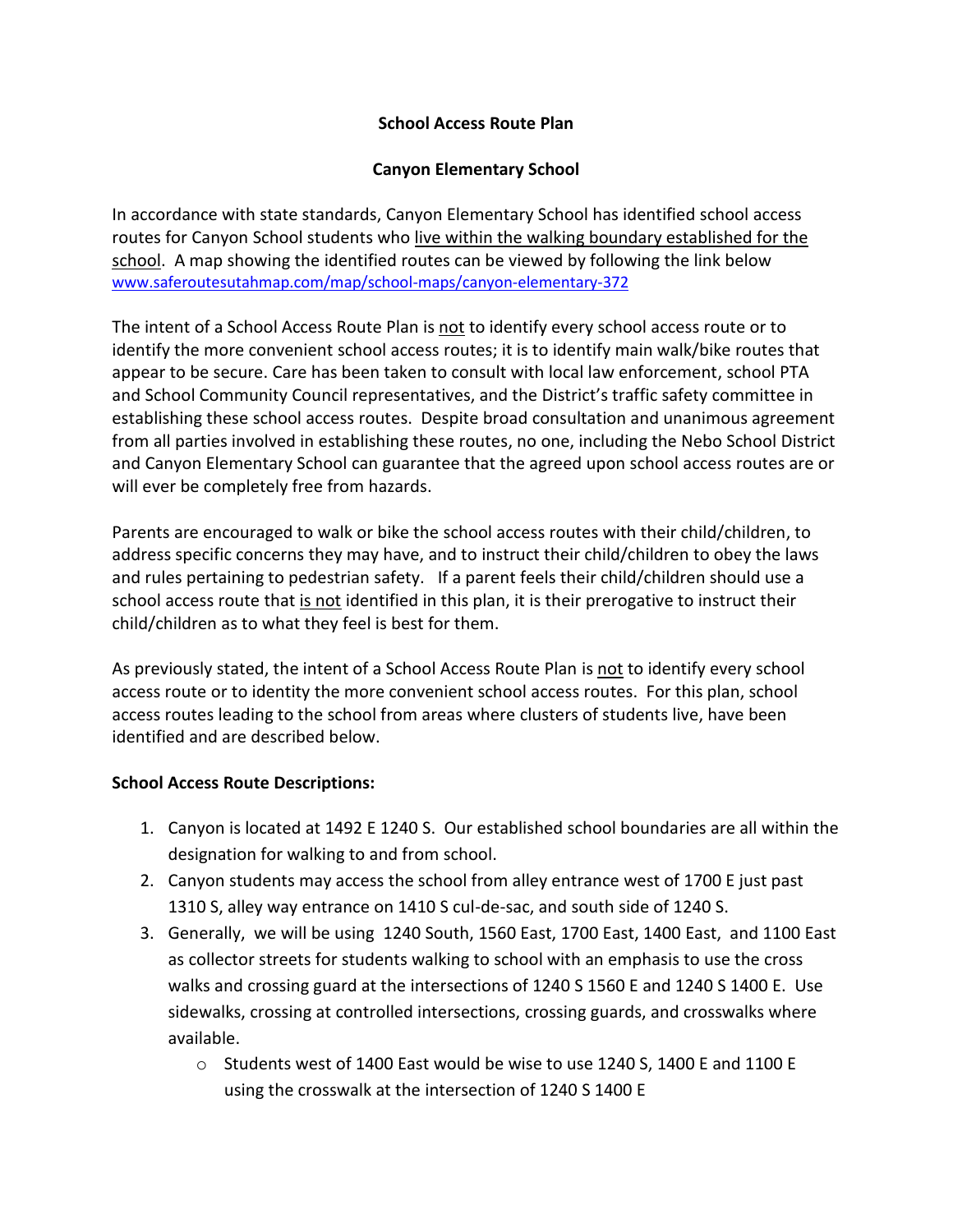**School Access Route Plan**

**Canyon Elementary School**

In accordance with state standards, Canyon Elementary School has identified school access routes for Canyon School students who live within the walking boundary established for the school. A map showing the identified routes can be viewed by following the link below [www.saferoutesutahmap.com/map/school-maps/canyon-elementary-372](www.saferoutesutahmap.com/map/school-maps/canyon-elementary-372)

The intent of a School Access Route Plan is not to identify every school access route or to identify the more convenient school access routes; it is to identify main walk/bike routes that appear to be secure. Care has been taken to consult with local law enforcement, school PTA and School Community Council representatives, and the District's traffic safety committee in establishing these school access routes. Despite broad consultation and unanimous agreement from all parties involved in establishing these routes, no one, including the Nebo School District and Canyon Elementary School can guarantee that the agreed upon school access routes are or will ever be completely free from hazards.

Parents are encouraged to walk or bike the school access routes with their child/children, to address specific concerns they may have, and to instruct their child/children to obey the laws and rules pertaining to pedestrian safety. If a parent feels their child/children should use a school access route that is not identified in this plan, it is their prerogative to instruct their child/children as to what they feel is best for them.

As previously stated, the intent of a School Access Route Plan is not to identify every school access route or to identity the more convenient school access routes. For this plan, school access routes leading to the school from areas where clusters of students live, have been identified and are described below.

**School Access Route Descriptions:**

1. Canyon is located at 1492 E 1240 S. Our established school boundaries are all within the designation for walking to and from school.
2. Canyon students may access the school from alley entrance west of 1700 E just past 1310 S, alley way entrance on 1410 S cul-de-sac, and south side of 1240 S.
3. Generally, we will be using 1240 South, 1560 East, 1700 East, 1400 East, and 1100 East as collector streets for students walking to school with an emphasis to use the cross walks and crossing guard at the intersections of 1240 S 1560 E and 1240 S 1400 E. Use sidewalks, crossing at controlled intersections, crossing guards, and crosswalks where available.
   - Students west of 1400 East would be wise to use 1240 S, 1400 E and 1100 E using the crosswalk at the intersection of 1240 S 1400 E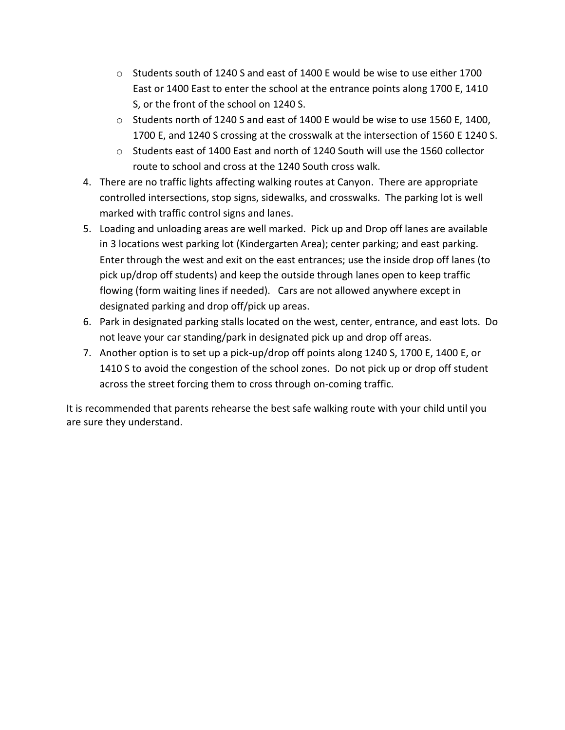- Students south of 1240 S and east of 1400 E would be wise to use either 1700 East or 1400 East to enter the school at the entrance points along 1700 E, 1410 S, or the front of the school on 1240 S.
    - Students north of 1240 S and east of 1400 E would be wise to use 1560 E, 1400, 1700 E, and 1240 S crossing at the crosswalk at the intersection of 1560 E 1240 S.
    - Students east of 1400 East and north of 1240 South will use the 1560 collector route to school and cross at the 1240 South cross walk.

4. There are no traffic lights affecting walking routes at Canyon. There are appropriate controlled intersections, stop signs, sidewalks, and crosswalks. The parking lot is well marked with traffic control signs and lanes.
5. Loading and unloading areas are well marked. Pick up and Drop off lanes are available in 3 locations west parking lot (Kindergarten Area); center parking; and east parking. Enter through the west and exit on the east entrances; use the inside drop off lanes (to pick up/drop off students) and keep the outside through lanes open to keep traffic flowing (form waiting lines if needed). Cars are not allowed anywhere except in designated parking and drop off/pick up areas.
6. Park in designated parking stalls located on the west, center, entrance, and east lots. Do not leave your car standing/park in designated pick up and drop off areas.
7. Another option is to set up a pick-up/drop off points along 1240 S, 1700 E, 1400 E, or 1410 S to avoid the congestion of the school zones. Do not pick up or drop off student across the street forcing them to cross through on-coming traffic.

It is recommended that parents rehearse the best safe walking route with your child until you are sure they understand.